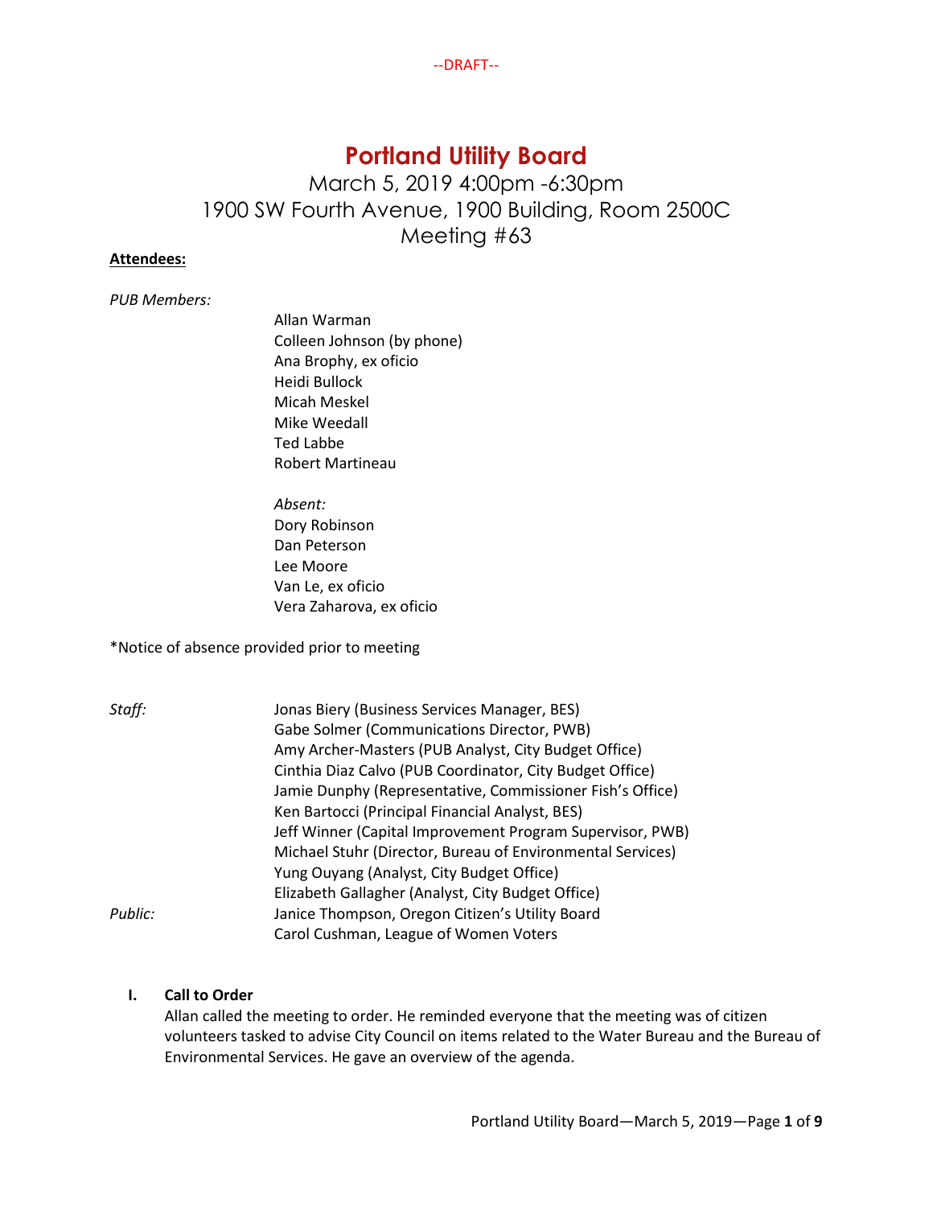--DRAFT--

# Portland Utility Board

March 5, 2019 4:00pm -6:30pm
1900 SW Fourth Avenue, 1900 Building, Room 2500C
Meeting #63

**Attendees:**

*PUB Members:*

Allan Warman
Colleen Johnson (by phone)
Ana Brophy, ex oficio
Heidi Bullock
Micah Meskel
Mike Weedall
Ted Labbe
Robert Martineau

*Absent:*
Dory Robinson
Dan Peterson
Lee Moore
Van Le, ex oficio
Vera Zaharova, ex oficio

*Notice of absence provided prior to meeting

*Staff:*

Jonas Biery (Business Services Manager, BES)
Gabe Solmer (Communications Director, PWB)
Amy Archer-Masters (PUB Analyst, City Budget Office)
Cinthia Diaz Calvo (PUB Coordinator, City Budget Office)
Jamie Dunphy (Representative, Commissioner Fish's Office)
Ken Bartocci (Principal Financial Analyst, BES)
Jeff Winner (Capital Improvement Program Supervisor, PWB)
Michael Stuhr (Director, Bureau of Environmental Services)
Yung Ouyang (Analyst, City Budget Office)
Elizabeth Gallagher (Analyst, City Budget Office)

*Public:*

Janice Thompson, Oregon Citizen's Utility Board
Carol Cushman, League of Women Voters

## I. Call to Order

Allan called the meeting to order. He reminded everyone that the meeting was of citizen volunteers tasked to advise City Council on items related to the Water Bureau and the Bureau of Environmental Services. He gave an overview of the agenda.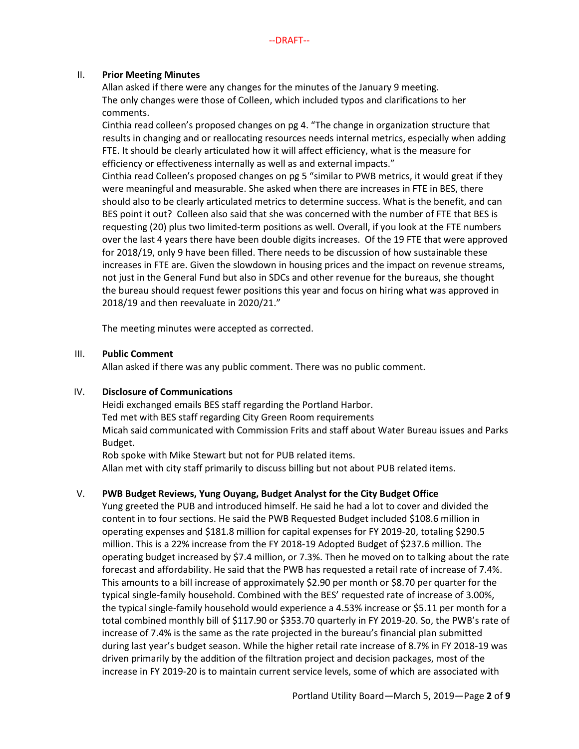--DRAFT--

II. **Prior Meeting Minutes**

Allan asked if there were any changes for the minutes of the January 9 meeting.
The only changes were those of Colleen, which included typos and clarifications to her comments.

Cinthia read colleen's proposed changes on pg 4. "The change in organization structure that results in changing ~~and~~ or reallocating resources needs internal metrics, especially when adding FTE. It should be clearly articulated how it will affect efficiency, what is the measure for efficiency or effectiveness internally as well as and external impacts."

Cinthia read Colleen's proposed changes on pg 5 "similar to PWB metrics, it would great if they were meaningful and measurable. She asked when there are increases in FTE in BES, there should also to be clearly articulated metrics to determine success. What is the benefit, and can BES point it out? Colleen also said that she was concerned with the number of FTE that BES is requesting (20) plus two limited-term positions as well. Overall, if you look at the FTE numbers over the last 4 years there have been double digits increases. Of the 19 FTE that were approved for 2018/19, only 9 have been filled. There needs to be discussion of how sustainable these increases in FTE are. Given the slowdown in housing prices and the impact on revenue streams, not just in the General Fund but also in SDCs and other revenue for the bureaus, she thought the bureau should request fewer positions this year and focus on hiring what was approved in 2018/19 and then reevaluate in 2020/21."

The meeting minutes were accepted as corrected.

III. **Public Comment**

Allan asked if there was any public comment. There was no public comment.

IV. **Disclosure of Communications**

Heidi exchanged emails BES staff regarding the Portland Harbor.
Ted met with BES staff regarding City Green Room requirements
Micah said communicated with Commission Frits and staff about Water Bureau issues and Parks Budget.
Rob spoke with Mike Stewart but not for PUB related items.
Allan met with city staff primarily to discuss billing but not about PUB related items.

V. **PWB Budget Reviews, Yung Ouyang, Budget Analyst for the City Budget Office**

Yung greeted the PUB and introduced himself. He said he had a lot to cover and divided the content in to four sections. He said the PWB Requested Budget included $108.6 million in operating expenses and $181.8 million for capital expenses for FY 2019-20, totaling $290.5 million. This is a 22% increase from the FY 2018-19 Adopted Budget of $237.6 million. The operating budget increased by $7.4 million, or 7.3%. Then he moved on to talking about the rate forecast and affordability. He said that the PWB has requested a retail rate of increase of 7.4%. This amounts to a bill increase of approximately $2.90 per month or $8.70 per quarter for the typical single-family household. Combined with the BES' requested rate of increase of 3.00%, the typical single-family household would experience a 4.53% increase or $5.11 per month for a total combined monthly bill of $117.90 or $353.70 quarterly in FY 2019-20. So, the PWB's rate of increase of 7.4% is the same as the rate projected in the bureau's financial plan submitted during last year's budget season. While the higher retail rate increase of 8.7% in FY 2018-19 was driven primarily by the addition of the filtration project and decision packages, most of the increase in FY 2019-20 is to maintain current service levels, some of which are associated with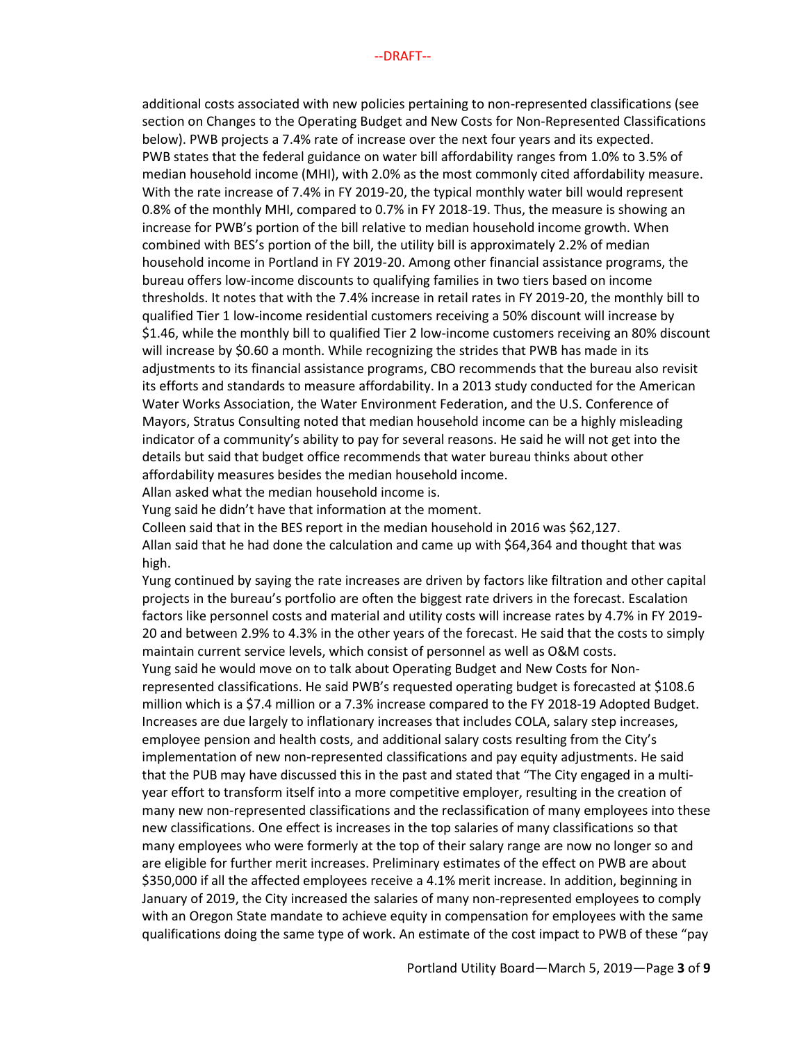--DRAFT--

additional costs associated with new policies pertaining to non-represented classifications (see section on Changes to the Operating Budget and New Costs for Non-Represented Classifications below). PWB projects a 7.4% rate of increase over the next four years and its expected. PWB states that the federal guidance on water bill affordability ranges from 1.0% to 3.5% of median household income (MHI), with 2.0% as the most commonly cited affordability measure. With the rate increase of 7.4% in FY 2019-20, the typical monthly water bill would represent 0.8% of the monthly MHI, compared to 0.7% in FY 2018-19. Thus, the measure is showing an increase for PWB's portion of the bill relative to median household income growth. When combined with BES's portion of the bill, the utility bill is approximately 2.2% of median household income in Portland in FY 2019-20. Among other financial assistance programs, the bureau offers low-income discounts to qualifying families in two tiers based on income thresholds. It notes that with the 7.4% increase in retail rates in FY 2019-20, the monthly bill to qualified Tier 1 low-income residential customers receiving a 50% discount will increase by $1.46, while the monthly bill to qualified Tier 2 low-income customers receiving an 80% discount will increase by $0.60 a month. While recognizing the strides that PWB has made in its adjustments to its financial assistance programs, CBO recommends that the bureau also revisit its efforts and standards to measure affordability. In a 2013 study conducted for the American Water Works Association, the Water Environment Federation, and the U.S. Conference of Mayors, Stratus Consulting noted that median household income can be a highly misleading indicator of a community's ability to pay for several reasons. He said he will not get into the details but said that budget office recommends that water bureau thinks about other affordability measures besides the median household income.

Allan asked what the median household income is.

Yung said he didn't have that information at the moment.

Colleen said that in the BES report in the median household in 2016 was $62,127.

Allan said that he had done the calculation and came up with $64,364 and thought that was high.

Yung continued by saying the rate increases are driven by factors like filtration and other capital projects in the bureau's portfolio are often the biggest rate drivers in the forecast. Escalation factors like personnel costs and material and utility costs will increase rates by 4.7% in FY 2019-20 and between 2.9% to 4.3% in the other years of the forecast. He said that the costs to simply maintain current service levels, which consist of personnel as well as O&M costs.

Yung said he would move on to talk about Operating Budget and New Costs for Non-represented classifications. He said PWB's requested operating budget is forecasted at $108.6 million which is a $7.4 million or a 7.3% increase compared to the FY 2018-19 Adopted Budget. Increases are due largely to inflationary increases that includes COLA, salary step increases, employee pension and health costs, and additional salary costs resulting from the City's implementation of new non-represented classifications and pay equity adjustments. He said that the PUB may have discussed this in the past and stated that "The City engaged in a multi-year effort to transform itself into a more competitive employer, resulting in the creation of many new non-represented classifications and the reclassification of many employees into these new classifications. One effect is increases in the top salaries of many classifications so that many employees who were formerly at the top of their salary range are now no longer so and are eligible for further merit increases. Preliminary estimates of the effect on PWB are about $350,000 if all the affected employees receive a 4.1% merit increase. In addition, beginning in January of 2019, the City increased the salaries of many non-represented employees to comply with an Oregon State mandate to achieve equity in compensation for employees with the same qualifications doing the same type of work. An estimate of the cost impact to PWB of these "pay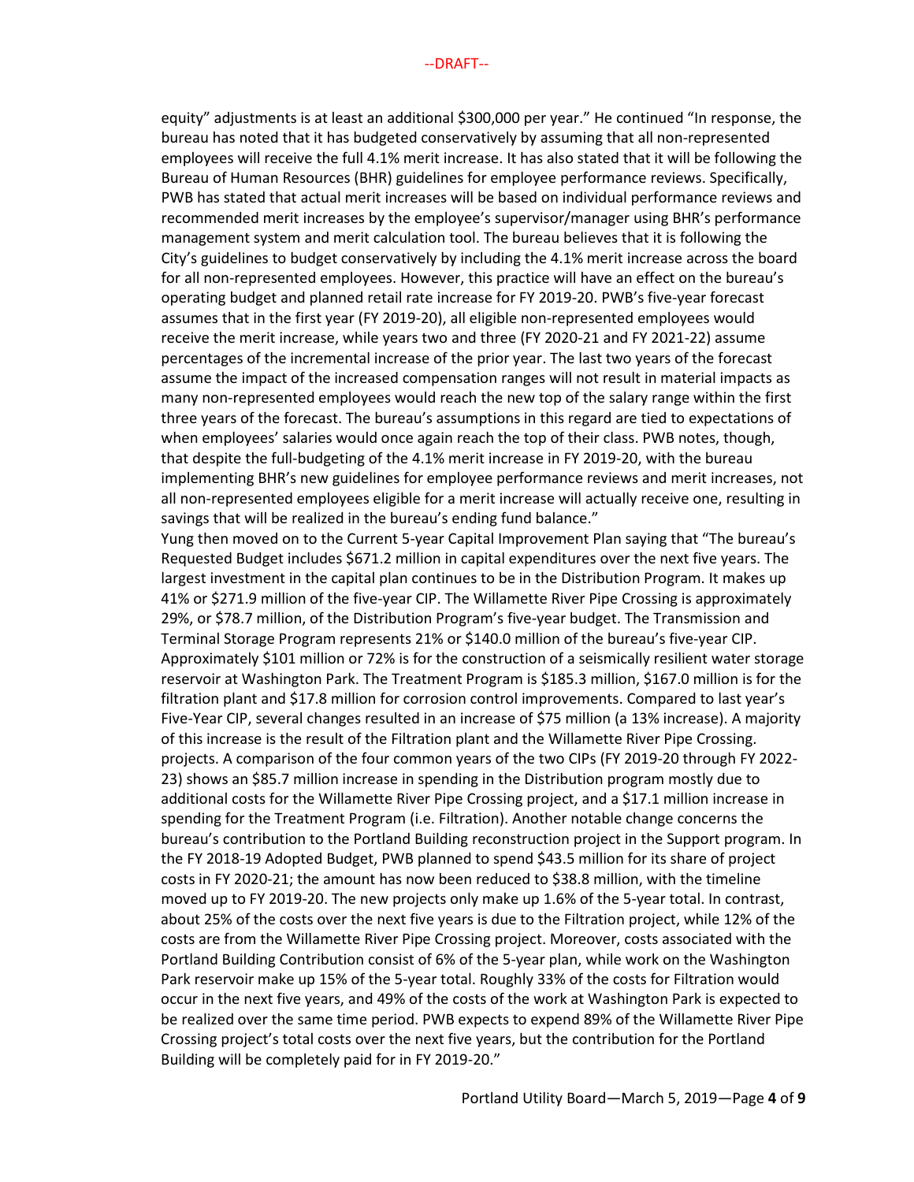equity" adjustments is at least an additional $300,000 per year." He continued "In response, the bureau has noted that it has budgeted conservatively by assuming that all non-represented employees will receive the full 4.1% merit increase. It has also stated that it will be following the Bureau of Human Resources (BHR) guidelines for employee performance reviews. Specifically, PWB has stated that actual merit increases will be based on individual performance reviews and recommended merit increases by the employee's supervisor/manager using BHR's performance management system and merit calculation tool. The bureau believes that it is following the City's guidelines to budget conservatively by including the 4.1% merit increase across the board for all non-represented employees. However, this practice will have an effect on the bureau's operating budget and planned retail rate increase for FY 2019-20. PWB's five-year forecast assumes that in the first year (FY 2019-20), all eligible non-represented employees would receive the merit increase, while years two and three (FY 2020-21 and FY 2021-22) assume percentages of the incremental increase of the prior year. The last two years of the forecast assume the impact of the increased compensation ranges will not result in material impacts as many non-represented employees would reach the new top of the salary range within the first three years of the forecast. The bureau's assumptions in this regard are tied to expectations of when employees' salaries would once again reach the top of their class. PWB notes, though, that despite the full-budgeting of the 4.1% merit increase in FY 2019-20, with the bureau implementing BHR's new guidelines for employee performance reviews and merit increases, not all non-represented employees eligible for a merit increase will actually receive one, resulting in savings that will be realized in the bureau's ending fund balance."

Yung then moved on to the Current 5-year Capital Improvement Plan saying that "The bureau's Requested Budget includes $671.2 million in capital expenditures over the next five years. The largest investment in the capital plan continues to be in the Distribution Program. It makes up 41% or $271.9 million of the five-year CIP. The Willamette River Pipe Crossing is approximately 29%, or $78.7 million, of the Distribution Program's five-year budget. The Transmission and Terminal Storage Program represents 21% or $140.0 million of the bureau's five-year CIP. Approximately $101 million or 72% is for the construction of a seismically resilient water storage reservoir at Washington Park. The Treatment Program is $185.3 million, $167.0 million is for the filtration plant and $17.8 million for corrosion control improvements. Compared to last year's Five-Year CIP, several changes resulted in an increase of $75 million (a 13% increase). A majority of this increase is the result of the Filtration plant and the Willamette River Pipe Crossing. projects. A comparison of the four common years of the two CIPs (FY 2019-20 through FY 2022-23) shows an $85.7 million increase in spending in the Distribution program mostly due to additional costs for the Willamette River Pipe Crossing project, and a $17.1 million increase in spending for the Treatment Program (i.e. Filtration). Another notable change concerns the bureau's contribution to the Portland Building reconstruction project in the Support program. In the FY 2018-19 Adopted Budget, PWB planned to spend $43.5 million for its share of project costs in FY 2020-21; the amount has now been reduced to $38.8 million, with the timeline moved up to FY 2019-20. The new projects only make up 1.6% of the 5-year total. In contrast, about 25% of the costs over the next five years is due to the Filtration project, while 12% of the costs are from the Willamette River Pipe Crossing project. Moreover, costs associated with the Portland Building Contribution consist of 6% of the 5-year plan, while work on the Washington Park reservoir make up 15% of the 5-year total. Roughly 33% of the costs for Filtration would occur in the next five years, and 49% of the costs of the work at Washington Park is expected to be realized over the same time period. PWB expects to expend 89% of the Willamette River Pipe Crossing project's total costs over the next five years, but the contribution for the Portland Building will be completely paid for in FY 2019-20."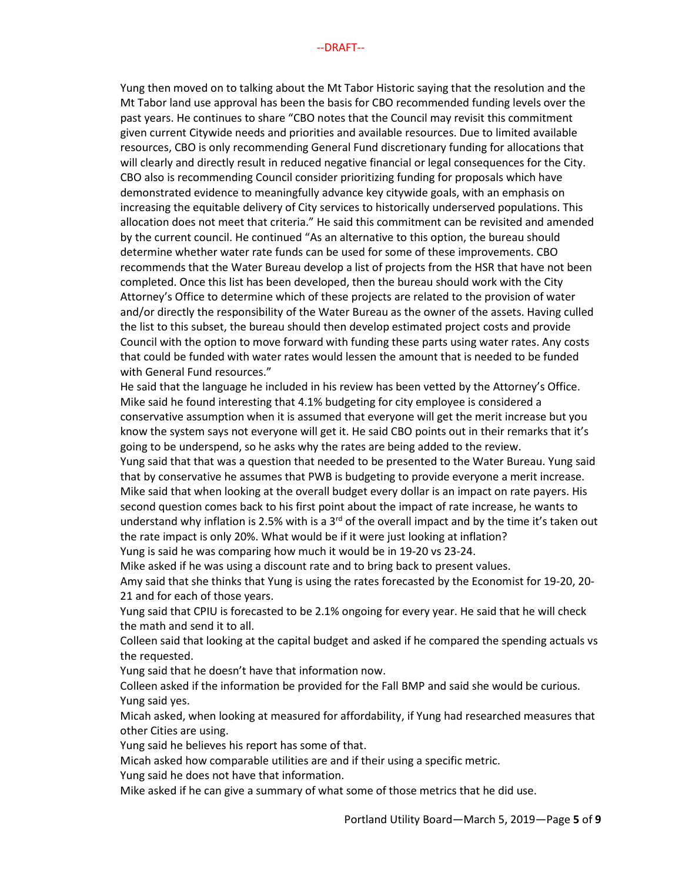Yung then moved on to talking about the Mt Tabor Historic saying that the resolution and the Mt Tabor land use approval has been the basis for CBO recommended funding levels over the past years. He continues to share "CBO notes that the Council may revisit this commitment given current Citywide needs and priorities and available resources. Due to limited available resources, CBO is only recommending General Fund discretionary funding for allocations that will clearly and directly result in reduced negative financial or legal consequences for the City. CBO also is recommending Council consider prioritizing funding for proposals which have demonstrated evidence to meaningfully advance key citywide goals, with an emphasis on increasing the equitable delivery of City services to historically underserved populations. This allocation does not meet that criteria." He said this commitment can be revisited and amended by the current council. He continued "As an alternative to this option, the bureau should determine whether water rate funds can be used for some of these improvements. CBO recommends that the Water Bureau develop a list of projects from the HSR that have not been completed. Once this list has been developed, then the bureau should work with the City Attorney's Office to determine which of these projects are related to the provision of water and/or directly the responsibility of the Water Bureau as the owner of the assets. Having culled the list to this subset, the bureau should then develop estimated project costs and provide Council with the option to move forward with funding these parts using water rates. Any costs that could be funded with water rates would lessen the amount that is needed to be funded with General Fund resources."

He said that the language he included in his review has been vetted by the Attorney's Office.

Mike said he found interesting that 4.1% budgeting for city employee is considered a conservative assumption when it is assumed that everyone will get the merit increase but you know the system says not everyone will get it. He said CBO points out in their remarks that it's going to be underspend, so he asks why the rates are being added to the review.

Yung said that that was a question that needed to be presented to the Water Bureau. Yung said that by conservative he assumes that PWB is budgeting to provide everyone a merit increase.

Mike said that when looking at the overall budget every dollar is an impact on rate payers. His second question comes back to his first point about the impact of rate increase, he wants to understand why inflation is 2.5% with is a 3rd of the overall impact and by the time it's taken out the rate impact is only 20%. What would be if it were just looking at inflation?

Yung is said he was comparing how much it would be in 19-20 vs 23-24.

Mike asked if he was using a discount rate and to bring back to present values.

Amy said that she thinks that Yung is using the rates forecasted by the Economist for 19-20, 20-21 and for each of those years.

Yung said that CPIU is forecasted to be 2.1% ongoing for every year. He said that he will check the math and send it to all.

Colleen said that looking at the capital budget and asked if he compared the spending actuals vs the requested.

Yung said that he doesn't have that information now.

Colleen asked if the information be provided for the Fall BMP and said she would be curious.

Yung said yes.

Micah asked, when looking at measured for affordability, if Yung had researched measures that other Cities are using.

Yung said he believes his report has some of that.

Micah asked how comparable utilities are and if their using a specific metric.

Yung said he does not have that information.

Mike asked if he can give a summary of what some of those metrics that he did use.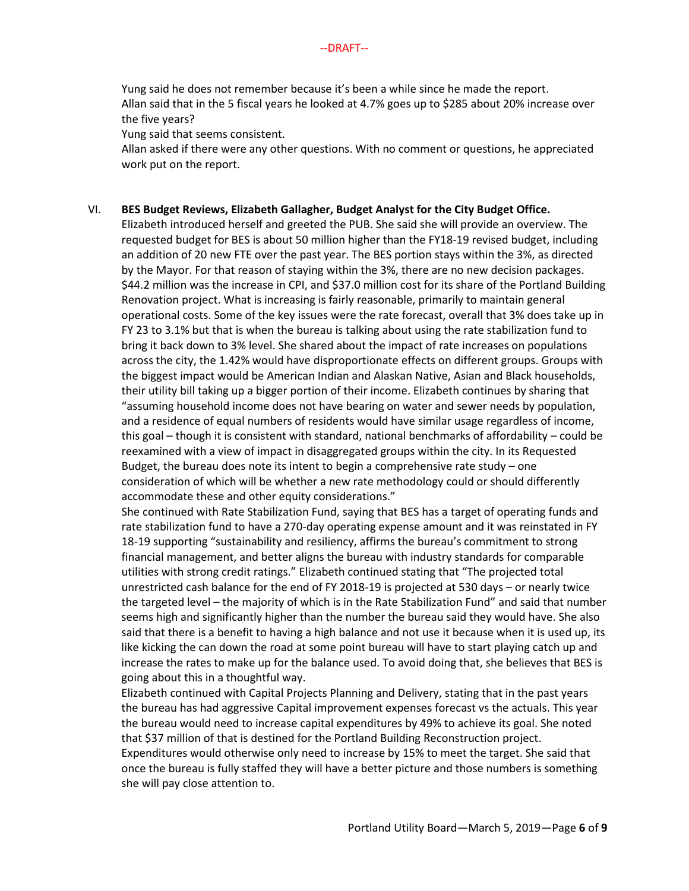--DRAFT--

Yung said he does not remember because it's been a while since he made the report.
Allan said that in the 5 fiscal years he looked at 4.7% goes up to $285 about 20% increase over the five years?
Yung said that seems consistent.
Allan asked if there were any other questions. With no comment or questions, he appreciated work put on the report.

VI. **BES Budget Reviews, Elizabeth Gallagher, Budget Analyst for the City Budget Office.**
Elizabeth introduced herself and greeted the PUB. She said she will provide an overview. The requested budget for BES is about 50 million higher than the FY18-19 revised budget, including an addition of 20 new FTE over the past year. The BES portion stays within the 3%, as directed by the Mayor. For that reason of staying within the 3%, there are no new decision packages. $44.2 million was the increase in CPI, and $37.0 million cost for its share of the Portland Building Renovation project. What is increasing is fairly reasonable, primarily to maintain general operational costs. Some of the key issues were the rate forecast, overall that 3% does take up in FY 23 to 3.1% but that is when the bureau is talking about using the rate stabilization fund to bring it back down to 3% level. She shared about the impact of rate increases on populations across the city, the 1.42% would have disproportionate effects on different groups. Groups with the biggest impact would be American Indian and Alaskan Native, Asian and Black households, their utility bill taking up a bigger portion of their income. Elizabeth continues by sharing that "assuming household income does not have bearing on water and sewer needs by population, and a residence of equal numbers of residents would have similar usage regardless of income, this goal – though it is consistent with standard, national benchmarks of affordability – could be reexamined with a view of impact in disaggregated groups within the city. In its Requested Budget, the bureau does note its intent to begin a comprehensive rate study – one consideration of which will be whether a new rate methodology could or should differently accommodate these and other equity considerations."
She continued with Rate Stabilization Fund, saying that BES has a target of operating funds and rate stabilization fund to have a 270-day operating expense amount and it was reinstated in FY 18-19 supporting "sustainability and resiliency, affirms the bureau's commitment to strong financial management, and better aligns the bureau with industry standards for comparable utilities with strong credit ratings." Elizabeth continued stating that "The projected total unrestricted cash balance for the end of FY 2018-19 is projected at 530 days – or nearly twice the targeted level – the majority of which is in the Rate Stabilization Fund" and said that number seems high and significantly higher than the number the bureau said they would have. She also said that there is a benefit to having a high balance and not use it because when it is used up, its like kicking the can down the road at some point bureau will have to start playing catch up and increase the rates to make up for the balance used. To avoid doing that, she believes that BES is going about this in a thoughtful way.
Elizabeth continued with Capital Projects Planning and Delivery, stating that in the past years the bureau has had aggressive Capital improvement expenses forecast vs the actuals. This year the bureau would need to increase capital expenditures by 49% to achieve its goal. She noted that $37 million of that is destined for the Portland Building Reconstruction project. Expenditures would otherwise only need to increase by 15% to meet the target. She said that once the bureau is fully staffed they will have a better picture and those numbers is something she will pay close attention to.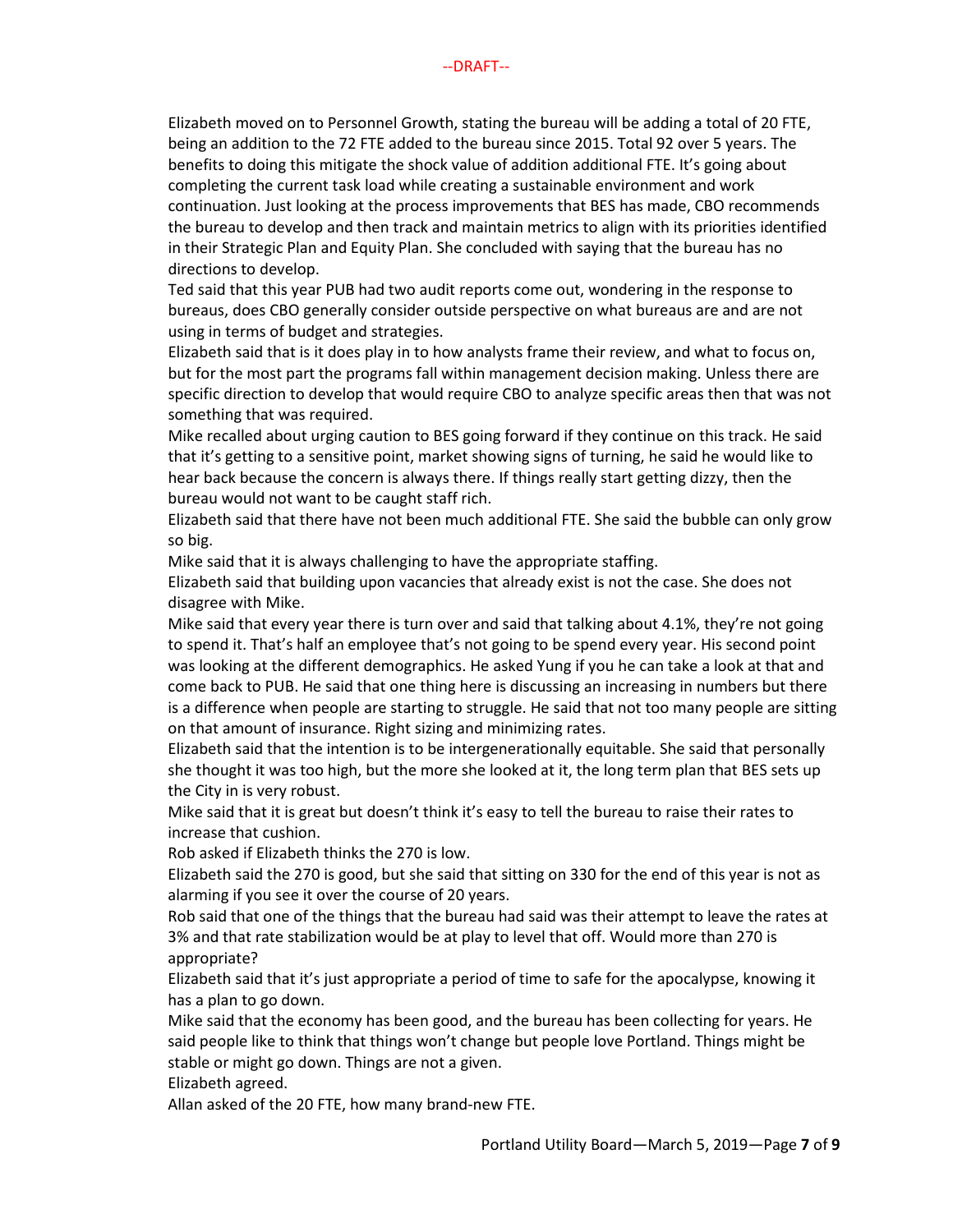--DRAFT--

Elizabeth moved on to Personnel Growth, stating the bureau will be adding a total of 20 FTE, being an addition to the 72 FTE added to the bureau since 2015. Total 92 over 5 years. The benefits to doing this mitigate the shock value of addition additional FTE. It's going about completing the current task load while creating a sustainable environment and work continuation. Just looking at the process improvements that BES has made, CBO recommends the bureau to develop and then track and maintain metrics to align with its priorities identified in their Strategic Plan and Equity Plan. She concluded with saying that the bureau has no directions to develop.

Ted said that this year PUB had two audit reports come out, wondering in the response to bureaus, does CBO generally consider outside perspective on what bureaus are and are not using in terms of budget and strategies.

Elizabeth said that is it does play in to how analysts frame their review, and what to focus on, but for the most part the programs fall within management decision making. Unless there are specific direction to develop that would require CBO to analyze specific areas then that was not something that was required.

Mike recalled about urging caution to BES going forward if they continue on this track. He said that it's getting to a sensitive point, market showing signs of turning, he said he would like to hear back because the concern is always there. If things really start getting dizzy, then the bureau would not want to be caught staff rich.

Elizabeth said that there have not been much additional FTE. She said the bubble can only grow so big.

Mike said that it is always challenging to have the appropriate staffing.

Elizabeth said that building upon vacancies that already exist is not the case. She does not disagree with Mike.

Mike said that every year there is turn over and said that talking about 4.1%, they're not going to spend it. That's half an employee that's not going to be spend every year. His second point was looking at the different demographics. He asked Yung if you he can take a look at that and come back to PUB. He said that one thing here is discussing an increasing in numbers but there is a difference when people are starting to struggle. He said that not too many people are sitting on that amount of insurance. Right sizing and minimizing rates.

Elizabeth said that the intention is to be intergenerationally equitable. She said that personally she thought it was too high, but the more she looked at it, the long term plan that BES sets up the City in is very robust.

Mike said that it is great but doesn't think it's easy to tell the bureau to raise their rates to increase that cushion.

Rob asked if Elizabeth thinks the 270 is low.

Elizabeth said the 270 is good, but she said that sitting on 330 for the end of this year is not as alarming if you see it over the course of 20 years.

Rob said that one of the things that the bureau had said was their attempt to leave the rates at 3% and that rate stabilization would be at play to level that off. Would more than 270 is appropriate?

Elizabeth said that it's just appropriate a period of time to safe for the apocalypse, knowing it has a plan to go down.

Mike said that the economy has been good, and the bureau has been collecting for years. He said people like to think that things won't change but people love Portland. Things might be stable or might go down. Things are not a given.

Elizabeth agreed.

Allan asked of the 20 FTE, how many brand-new FTE.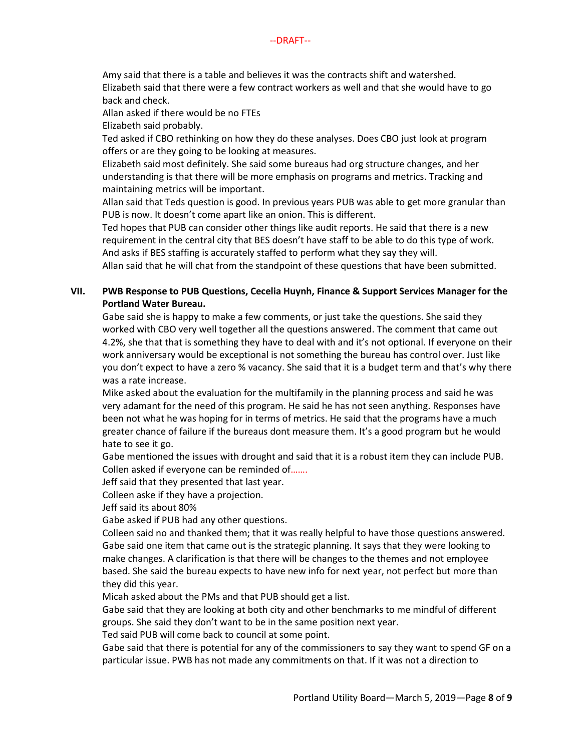--DRAFT--

Amy said that there is a table and believes it was the contracts shift and watershed.
Elizabeth said that there were a few contract workers as well and that she would have to go back and check.
Allan asked if there would be no FTEs
Elizabeth said probably.
Ted asked if CBO rethinking on how they do these analyses. Does CBO just look at program offers or are they going to be looking at measures.
Elizabeth said most definitely. She said some bureaus had org structure changes, and her understanding is that there will be more emphasis on programs and metrics. Tracking and maintaining metrics will be important.
Allan said that Teds question is good. In previous years PUB was able to get more granular than PUB is now. It doesn't come apart like an onion. This is different.
Ted hopes that PUB can consider other things like audit reports. He said that there is a new requirement in the central city that BES doesn't have staff to be able to do this type of work. And asks if BES staffing is accurately staffed to perform what they say they will.
Allan said that he will chat from the standpoint of these questions that have been submitted.

**VII. PWB Response to PUB Questions, Cecelia Huynh, Finance & Support Services Manager for the Portland Water Bureau.**

Gabe said she is happy to make a few comments, or just take the questions. She said they worked with CBO very well together all the questions answered. The comment that came out 4.2%, she that that is something they have to deal with and it's not optional. If everyone on their work anniversary would be exceptional is not something the bureau has control over. Just like you don't expect to have a zero % vacancy. She said that it is a budget term and that's why there was a rate increase.
Mike asked about the evaluation for the multifamily in the planning process and said he was very adamant for the need of this program. He said he has not seen anything. Responses have been not what he was hoping for in terms of metrics. He said that the programs have a much greater chance of failure if the bureaus dont measure them. It's a good program but he would hate to see it go.
Gabe mentioned the issues with drought and said that it is a robust item they can include PUB.
Collen asked if everyone can be reminded of…….
Jeff said that they presented that last year.
Colleen aske if they have a projection.
Jeff said its about 80%
Gabe asked if PUB had any other questions.
Colleen said no and thanked them; that it was really helpful to have those questions answered.
Gabe said one item that came out is the strategic planning. It says that they were looking to make changes. A clarification is that there will be changes to the themes and not employee based. She said the bureau expects to have new info for next year, not perfect but more than they did this year.
Micah asked about the PMs and that PUB should get a list.
Gabe said that they are looking at both city and other benchmarks to me mindful of different groups. She said they don't want to be in the same position next year.
Ted said PUB will come back to council at some point.
Gabe said that there is potential for any of the commissioners to say they want to spend GF on a particular issue. PWB has not made any commitments on that. If it was not a direction to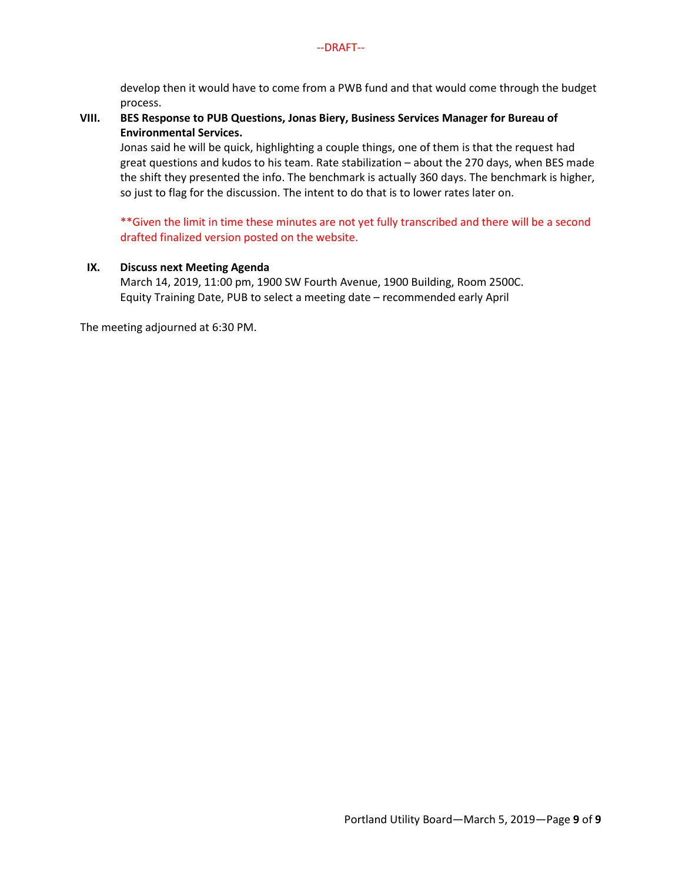--DRAFT--

develop then it would have to come from a PWB fund and that would come through the budget process.

**VIII. BES Response to PUB Questions, Jonas Biery, Business Services Manager for Bureau of Environmental Services.**

Jonas said he will be quick, highlighting a couple things, one of them is that the request had great questions and kudos to his team. Rate stabilization – about the 270 days, when BES made the shift they presented the info. The benchmark is actually 360 days. The benchmark is higher, so just to flag for the discussion. The intent to do that is to lower rates later on.

**Given the limit in time these minutes are not yet fully transcribed and there will be a second drafted finalized version posted on the website.

**IX. Discuss next Meeting Agenda**

March 14, 2019, 11:00 pm, 1900 SW Fourth Avenue, 1900 Building, Room 2500C.
Equity Training Date, PUB to select a meeting date – recommended early April

The meeting adjourned at 6:30 PM.